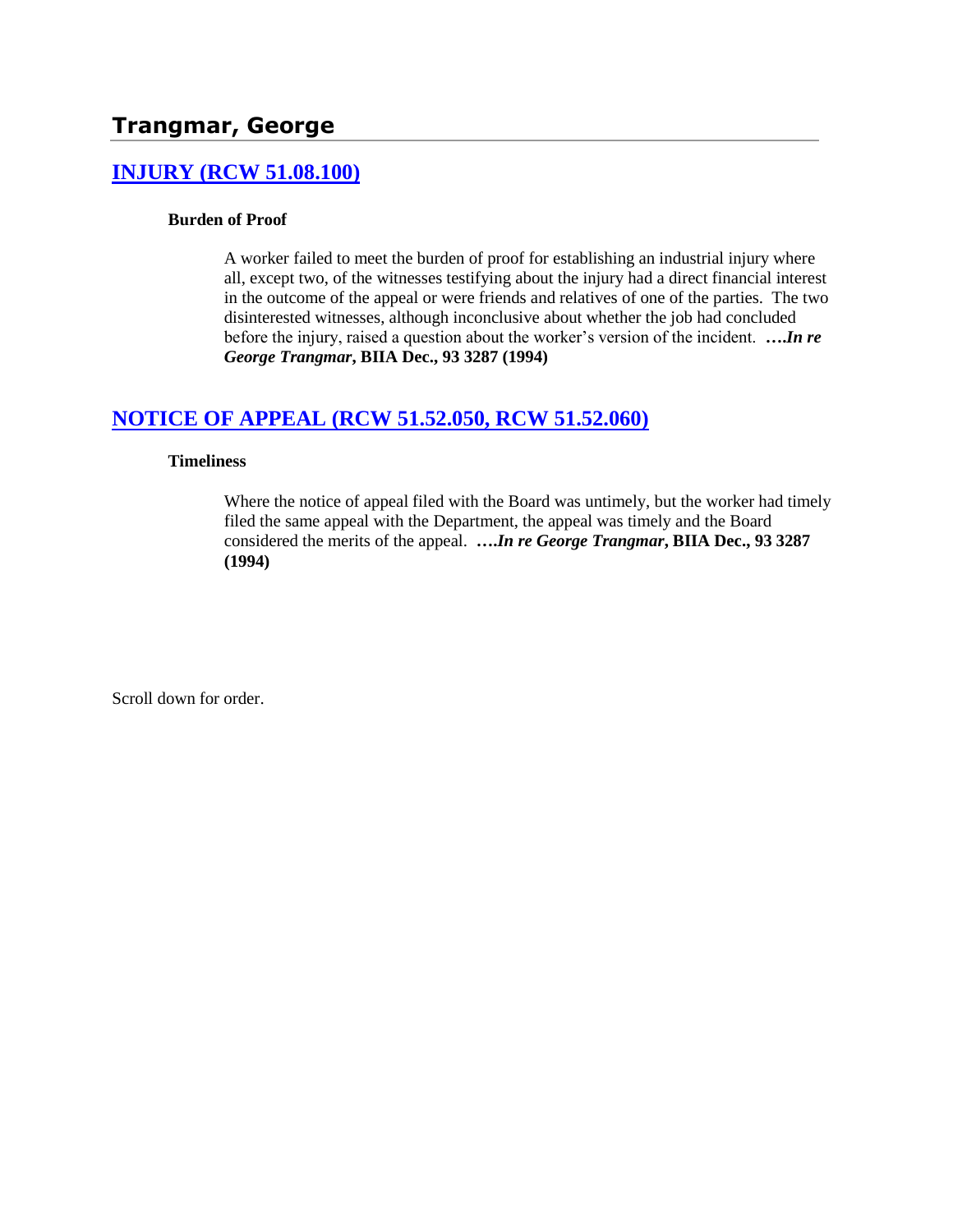# Trangmar, George

## [INJURY (RCW 51.08.100)]

### Burden of Proof

A worker failed to meet the burden of proof for establishing an industrial injury where all, except two, of the witnesses testifying about the injury had a direct financial interest in the outcome of the appeal or were friends and relatives of one of the parties. The two disinterested witnesses, although inconclusive about whether the job had concluded before the injury, raised a question about the worker's version of the incident. **….*In re George Trangmar*, BIIA Dec., 93 3287 (1994)**

## [NOTICE OF APPEAL (RCW 51.52.050, RCW 51.52.060)]

### Timeliness

Where the notice of appeal filed with the Board was untimely, but the worker had timely filed the same appeal with the Department, the appeal was timely and the Board considered the merits of the appeal. **….*In re George Trangmar*, BIIA Dec., 93 3287 (1994)**

Scroll down for order.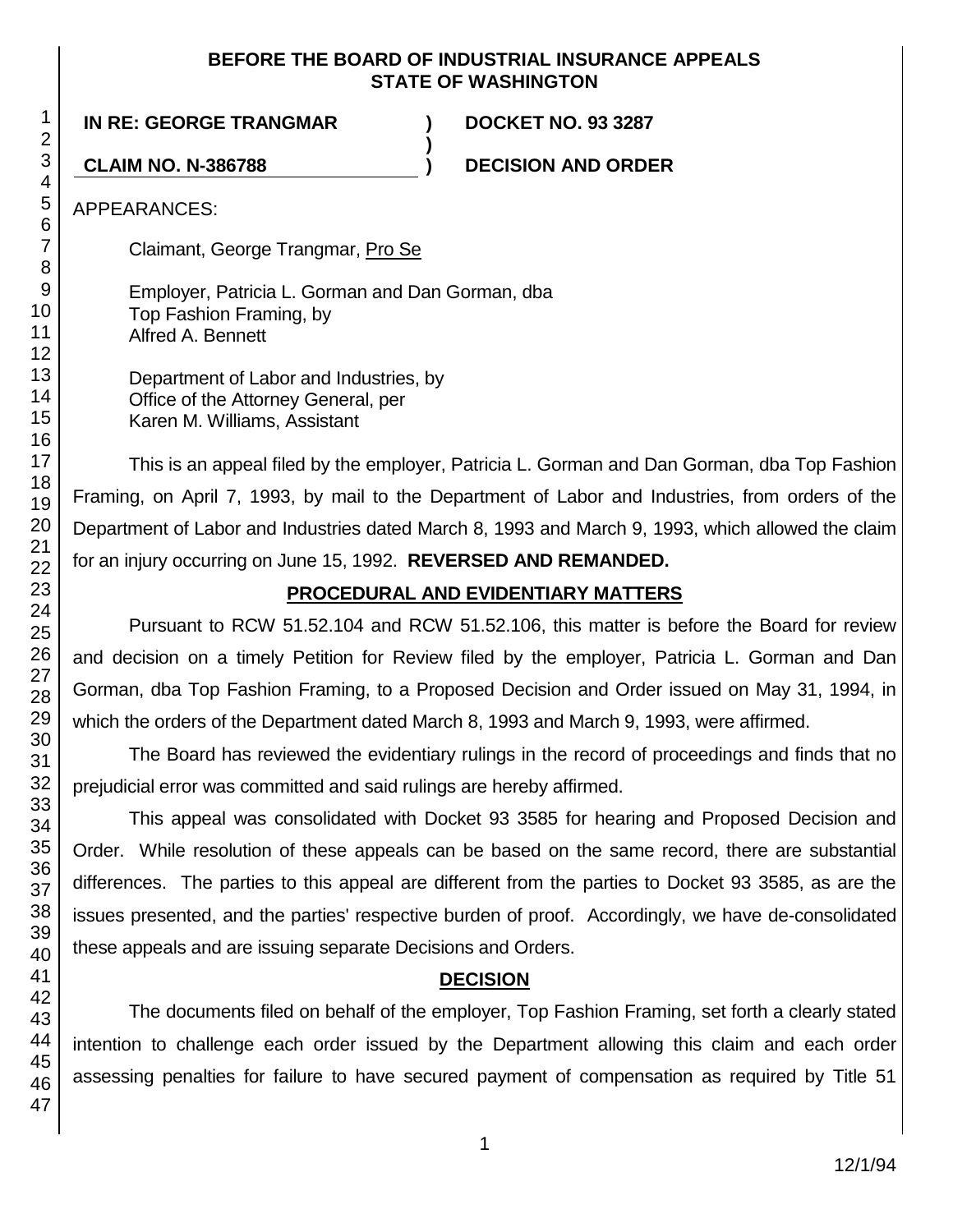**BEFORE THE BOARD OF INDUSTRIAL INSURANCE APPEALS**
**STATE OF WASHINGTON**

| | | |
|---|---|---|
| **IN RE: GEORGE TRANGMAR** | **)** | **DOCKET NO. 93 3287** |
| | **)** | |
| **CLAIM NO. N-386788** | **)** | **DECISION AND ORDER** |

APPEARANCES:

Claimant, George Trangmar, Pro Se

Employer, Patricia L. Gorman and Dan Gorman, dba Top Fashion Framing, by Alfred A. Bennett

Department of Labor and Industries, by Office of the Attorney General, per Karen M. Williams, Assistant

This is an appeal filed by the employer, Patricia L. Gorman and Dan Gorman, dba Top Fashion Framing, on April 7, 1993, by mail to the Department of Labor and Industries, from orders of the Department of Labor and Industries dated March 8, 1993 and March 9, 1993, which allowed the claim for an injury occurring on June 15, 1992. **REVERSED AND REMANDED.**

**PROCEDURAL AND EVIDENTIARY MATTERS**

Pursuant to RCW 51.52.104 and RCW 51.52.106, this matter is before the Board for review and decision on a timely Petition for Review filed by the employer, Patricia L. Gorman and Dan Gorman, dba Top Fashion Framing, to a Proposed Decision and Order issued on May 31, 1994, in which the orders of the Department dated March 8, 1993 and March 9, 1993, were affirmed.

The Board has reviewed the evidentiary rulings in the record of proceedings and finds that no prejudicial error was committed and said rulings are hereby affirmed.

This appeal was consolidated with Docket 93 3585 for hearing and Proposed Decision and Order. While resolution of these appeals can be based on the same record, there are substantial differences. The parties to this appeal are different from the parties to Docket 93 3585, as are the issues presented, and the parties' respective burden of proof. Accordingly, we have de-consolidated these appeals and are issuing separate Decisions and Orders.

**DECISION**

The documents filed on behalf of the employer, Top Fashion Framing, set forth a clearly stated intention to challenge each order issued by the Department allowing this claim and each order assessing penalties for failure to have secured payment of compensation as required by Title 51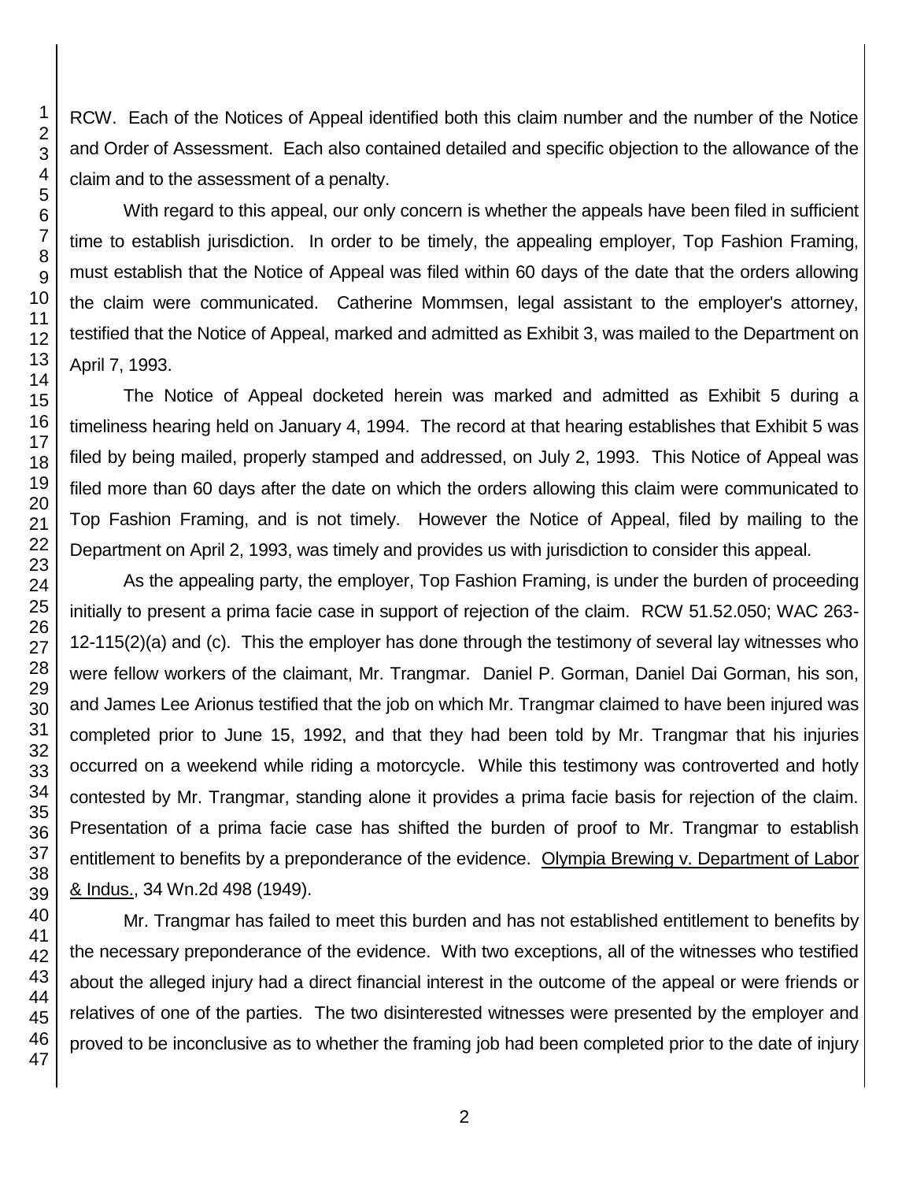RCW. Each of the Notices of Appeal identified both this claim number and the number of the Notice and Order of Assessment. Each also contained detailed and specific objection to the allowance of the claim and to the assessment of a penalty.

With regard to this appeal, our only concern is whether the appeals have been filed in sufficient time to establish jurisdiction. In order to be timely, the appealing employer, Top Fashion Framing, must establish that the Notice of Appeal was filed within 60 days of the date that the orders allowing the claim were communicated. Catherine Mommsen, legal assistant to the employer's attorney, testified that the Notice of Appeal, marked and admitted as Exhibit 3, was mailed to the Department on April 7, 1993.

The Notice of Appeal docketed herein was marked and admitted as Exhibit 5 during a timeliness hearing held on January 4, 1994. The record at that hearing establishes that Exhibit 5 was filed by being mailed, properly stamped and addressed, on July 2, 1993. This Notice of Appeal was filed more than 60 days after the date on which the orders allowing this claim were communicated to Top Fashion Framing, and is not timely. However the Notice of Appeal, filed by mailing to the Department on April 2, 1993, was timely and provides us with jurisdiction to consider this appeal.

As the appealing party, the employer, Top Fashion Framing, is under the burden of proceeding initially to present a prima facie case in support of rejection of the claim. RCW 51.52.050; WAC 263-12-115(2)(a) and (c). This the employer has done through the testimony of several lay witnesses who were fellow workers of the claimant, Mr. Trangmar. Daniel P. Gorman, Daniel Dai Gorman, his son, and James Lee Arionus testified that the job on which Mr. Trangmar claimed to have been injured was completed prior to June 15, 1992, and that they had been told by Mr. Trangmar that his injuries occurred on a weekend while riding a motorcycle. While this testimony was controverted and hotly contested by Mr. Trangmar, standing alone it provides a prima facie basis for rejection of the claim. Presentation of a prima facie case has shifted the burden of proof to Mr. Trangmar to establish entitlement to benefits by a preponderance of the evidence. Olympia Brewing v. Department of Labor & Indus., 34 Wn.2d 498 (1949).

Mr. Trangmar has failed to meet this burden and has not established entitlement to benefits by the necessary preponderance of the evidence. With two exceptions, all of the witnesses who testified about the alleged injury had a direct financial interest in the outcome of the appeal or were friends or relatives of one of the parties. The two disinterested witnesses were presented by the employer and proved to be inconclusive as to whether the framing job had been completed prior to the date of injury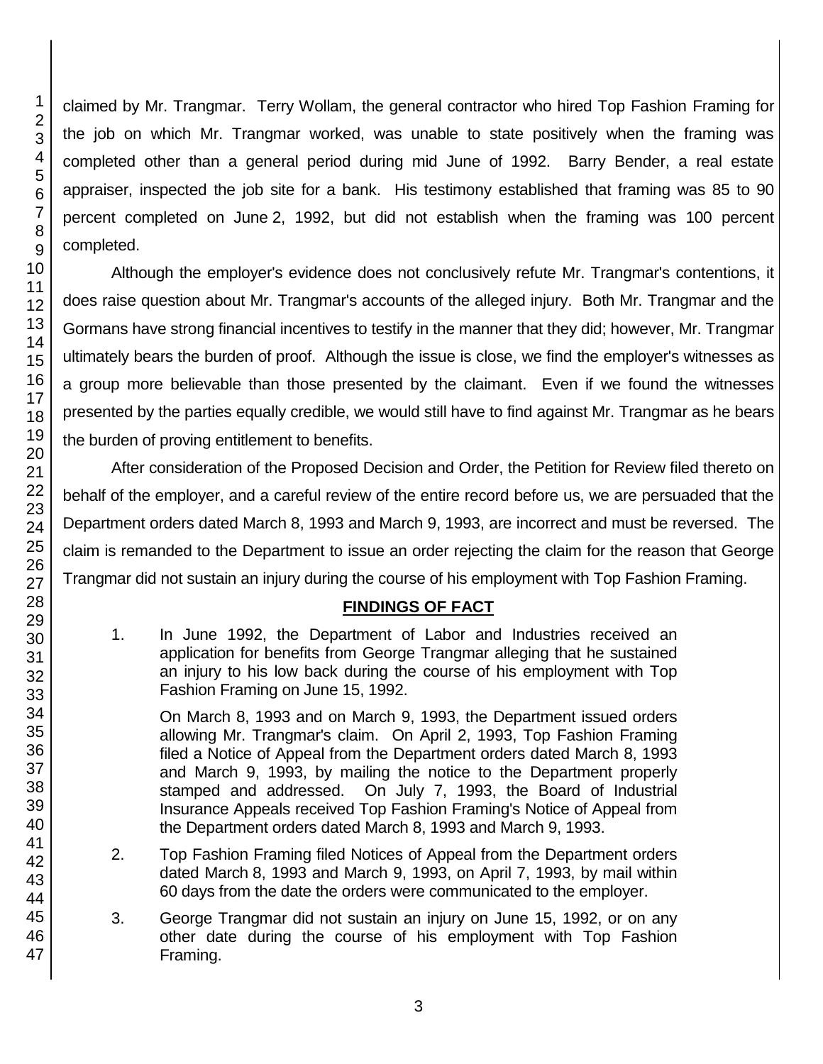claimed by Mr. Trangmar. Terry Wollam, the general contractor who hired Top Fashion Framing for the job on which Mr. Trangmar worked, was unable to state positively when the framing was completed other than a general period during mid June of 1992. Barry Bender, a real estate appraiser, inspected the job site for a bank. His testimony established that framing was 85 to 90 percent completed on June 2, 1992, but did not establish when the framing was 100 percent completed.

Although the employer's evidence does not conclusively refute Mr. Trangmar's contentions, it does raise question about Mr. Trangmar's accounts of the alleged injury. Both Mr. Trangmar and the Gormans have strong financial incentives to testify in the manner that they did; however, Mr. Trangmar ultimately bears the burden of proof. Although the issue is close, we find the employer's witnesses as a group more believable than those presented by the claimant. Even if we found the witnesses presented by the parties equally credible, we would still have to find against Mr. Trangmar as he bears the burden of proving entitlement to benefits.

After consideration of the Proposed Decision and Order, the Petition for Review filed thereto on behalf of the employer, and a careful review of the entire record before us, we are persuaded that the Department orders dated March 8, 1993 and March 9, 1993, are incorrect and must be reversed. The claim is remanded to the Department to issue an order rejecting the claim for the reason that George Trangmar did not sustain an injury during the course of his employment with Top Fashion Framing.

## FINDINGS OF FACT

1. In June 1992, the Department of Labor and Industries received an application for benefits from George Trangmar alleging that he sustained an injury to his low back during the course of his employment with Top Fashion Framing on June 15, 1992.

   On March 8, 1993 and on March 9, 1993, the Department issued orders allowing Mr. Trangmar's claim. On April 2, 1993, Top Fashion Framing filed a Notice of Appeal from the Department orders dated March 8, 1993 and March 9, 1993, by mailing the notice to the Department properly stamped and addressed. On July 7, 1993, the Board of Industrial Insurance Appeals received Top Fashion Framing's Notice of Appeal from the Department orders dated March 8, 1993 and March 9, 1993.

2. Top Fashion Framing filed Notices of Appeal from the Department orders dated March 8, 1993 and March 9, 1993, on April 7, 1993, by mail within 60 days from the date the orders were communicated to the employer.

3. George Trangmar did not sustain an injury on June 15, 1992, or on any other date during the course of his employment with Top Fashion Framing.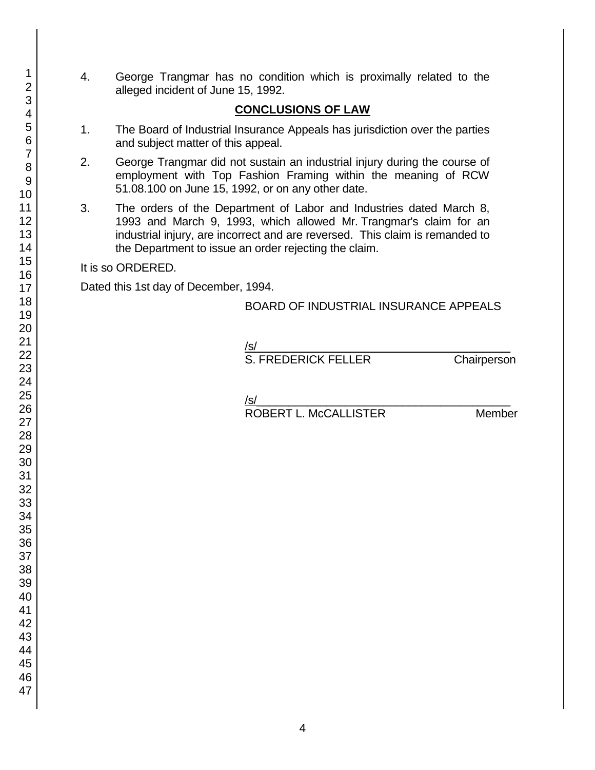4. George Trangmar has no condition which is proximally related to the alleged incident of June 15, 1992.

## CONCLUSIONS OF LAW

1. The Board of Industrial Insurance Appeals has jurisdiction over the parties and subject matter of this appeal.

2. George Trangmar did not sustain an industrial injury during the course of employment with Top Fashion Framing within the meaning of RCW 51.08.100 on June 15, 1992, or on any other date.

3. The orders of the Department of Labor and Industries dated March 8, 1993 and March 9, 1993, which allowed Mr. Trangmar's claim for an industrial injury, are incorrect and are reversed. This claim is remanded to the Department to issue an order rejecting the claim.

It is so ORDERED.

Dated this 1st day of December, 1994.

BOARD OF INDUSTRIAL INSURANCE APPEALS

/s/
S. FREDERICK FELLER Chairperson

/s/
ROBERT L. McCALLISTER Member